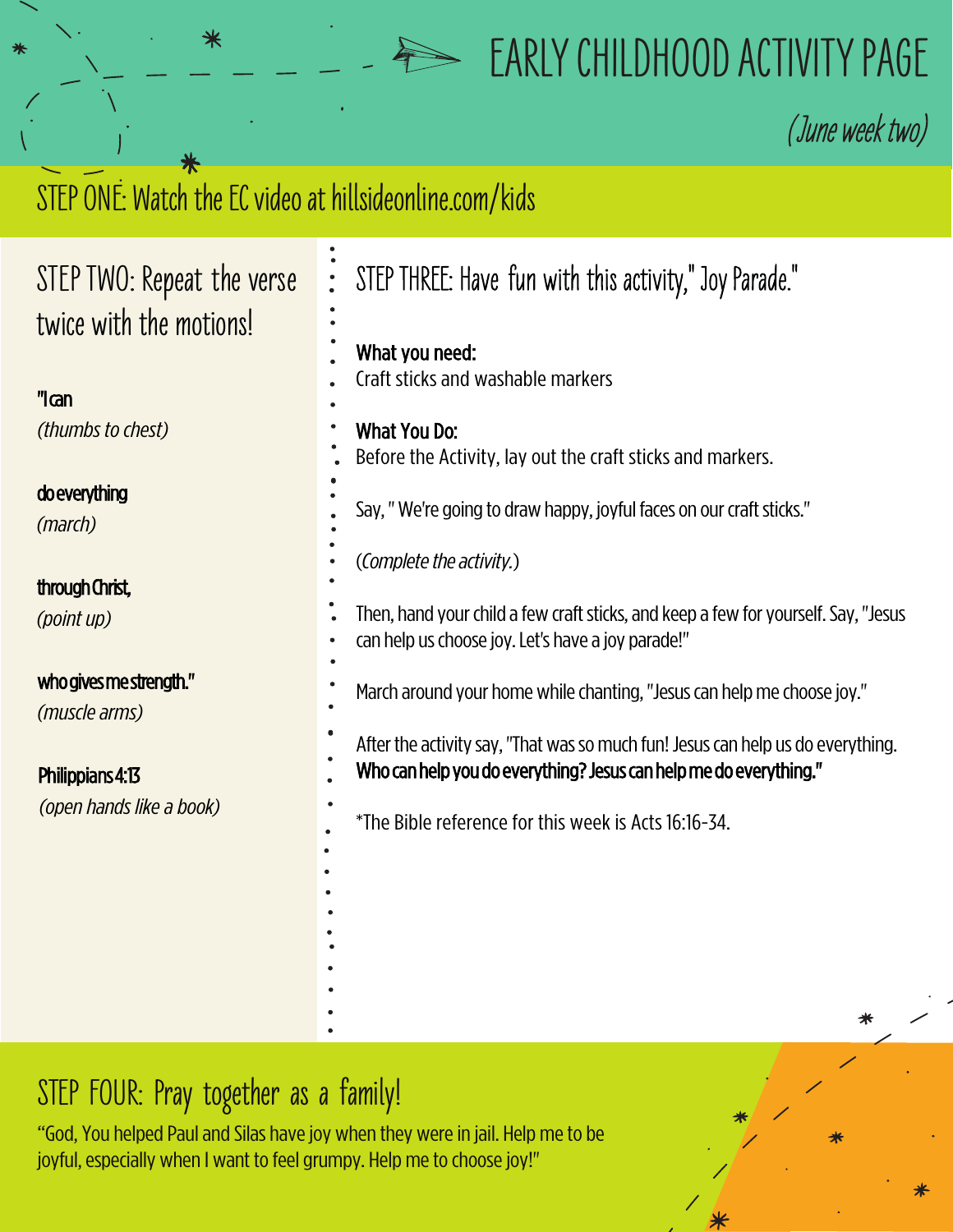# EARLY CHILDHOOD ACTIVITY PAGE

*(June week two)*

## STEP ONE: Watch the EC video at hillsideonline.com/kids

## STEP TWO: Repeat the verse twice with the motions!

**"I can**
*(thumbs to chest)*

**do everything**
*(march)*

**through Christ,**
*(point up)*

**who gives me strength."**
*(muscle arms)*

**Philippians 4:13**
*(open hands like a book)*

## STEP THREE: Have fun with this activity," Joy Parade."

**What you need:**
Craft sticks and washable markers

**What You Do:**
Before the Activity, lay out the craft sticks and markers.

Say, " We're going to draw happy, joyful faces on our craft sticks."

(*Complete the activity.*)

Then, hand your child a few craft sticks, and keep a few for yourself. Say, "Jesus can help us choose joy. Let's have a joy parade!"

March around your home while chanting, "Jesus can help me choose joy."

After the activity say, "That was so much fun! Jesus can help us do everything. **Who can help you do everything? Jesus can help me do everything."**

*The Bible reference for this week is Acts 16:16-34.

## STEP FOUR: Pray together as a family!

"God, You helped Paul and Silas have joy when they were in jail. Help me to be joyful, especially when I want to feel grumpy. Help me to choose joy!"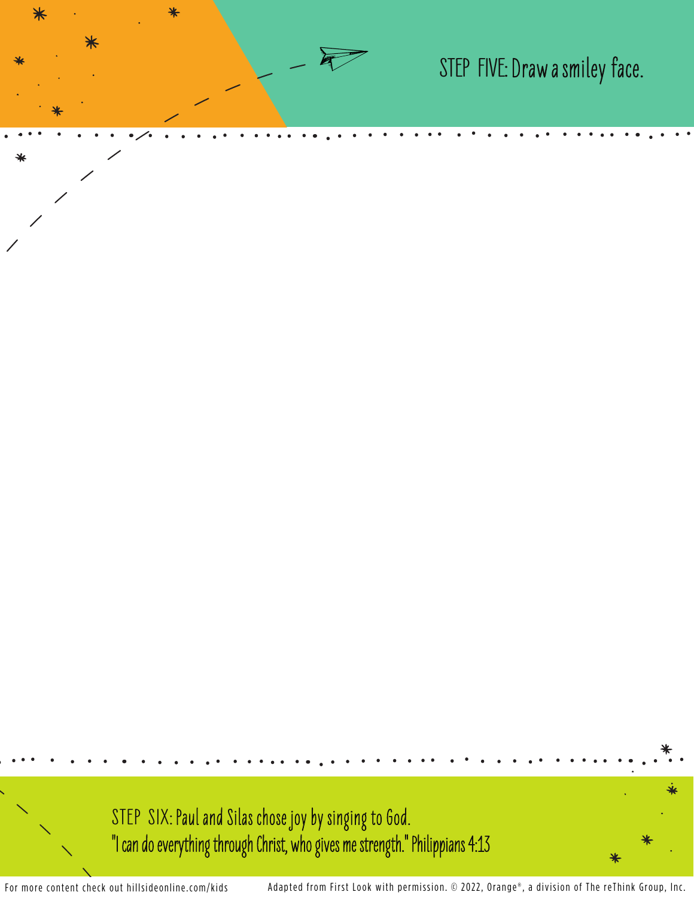STEP FIVE: Draw a smiley face.

STEP SIX: Paul and Silas chose joy by singing to God.
"I can do everything through Christ, who gives me strength." Philippians 4:13

For more content check out hillsideonline.com/kids

Adapted from First Look with permission. © 2022, Orange®, a division of The reThink Group, Inc.